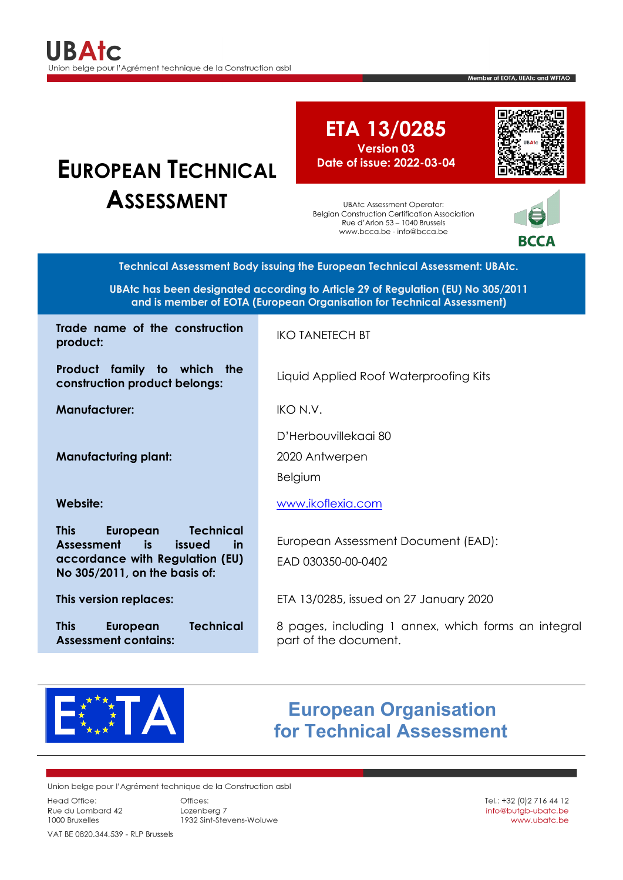UBAtc

Union belge pour l'Agrément technique de la Construction asbl

Member of EOTA, UEAtc and WFTAO

# European Technical Assessment

**ETA 13/0285**
**Version 03**
**Date of issue: 2022-03-04**

UBAtc Assessment Operator:
Belgian Construction Certification Association
Rue d'Arlon 53 – 1040 Brussels
www.bcca.be - info@bcca.be

BCCA

**Technical Assessment Body issuing the European Technical Assessment: UBAtc.**

**UBAtc has been designated according to Article 29 of Regulation (EU) No 305/2011 and is member of EOTA (European Organisation for Technical Assessment)**

| | |
|---|---|
| **Trade name of the construction product:** | IKO TANETECH BT |
| **Product family to which the construction product belongs:** | Liquid Applied Roof Waterproofing Kits |
| **Manufacturer:** | IKO N.V. |
| **Manufacturing plant:** | D'Herbouvillekaai 80<br>2020 Antwerpen<br>Belgium |
| **Website:** | www.ikoflexia.com |
| **This European Technical Assessment is issued in accordance with Regulation (EU) No 305/2011, on the basis of:** | European Assessment Document (EAD):<br>EAD 030350-00-0402 |
| **This version replaces:** | ETA 13/0285, issued on 27 January 2020 |
| **This European Technical Assessment contains:** | 8 pages, including 1 annex, which forms an integral part of the document. |

EOTA

**European Organisation for Technical Assessment**

Union belge pour l'Agrément technique de la Construction asbl

Head Office:
Rue du Lombard 42
1000 Bruxelles

Offices:
Lozenberg 7
1932 Sint-Stevens-Woluwe

Tel.: +32 (0)2 716 44 12
info@butgb-ubatc.be
www.ubatc.be

VAT BE 0820.344.539 - RLP Brussels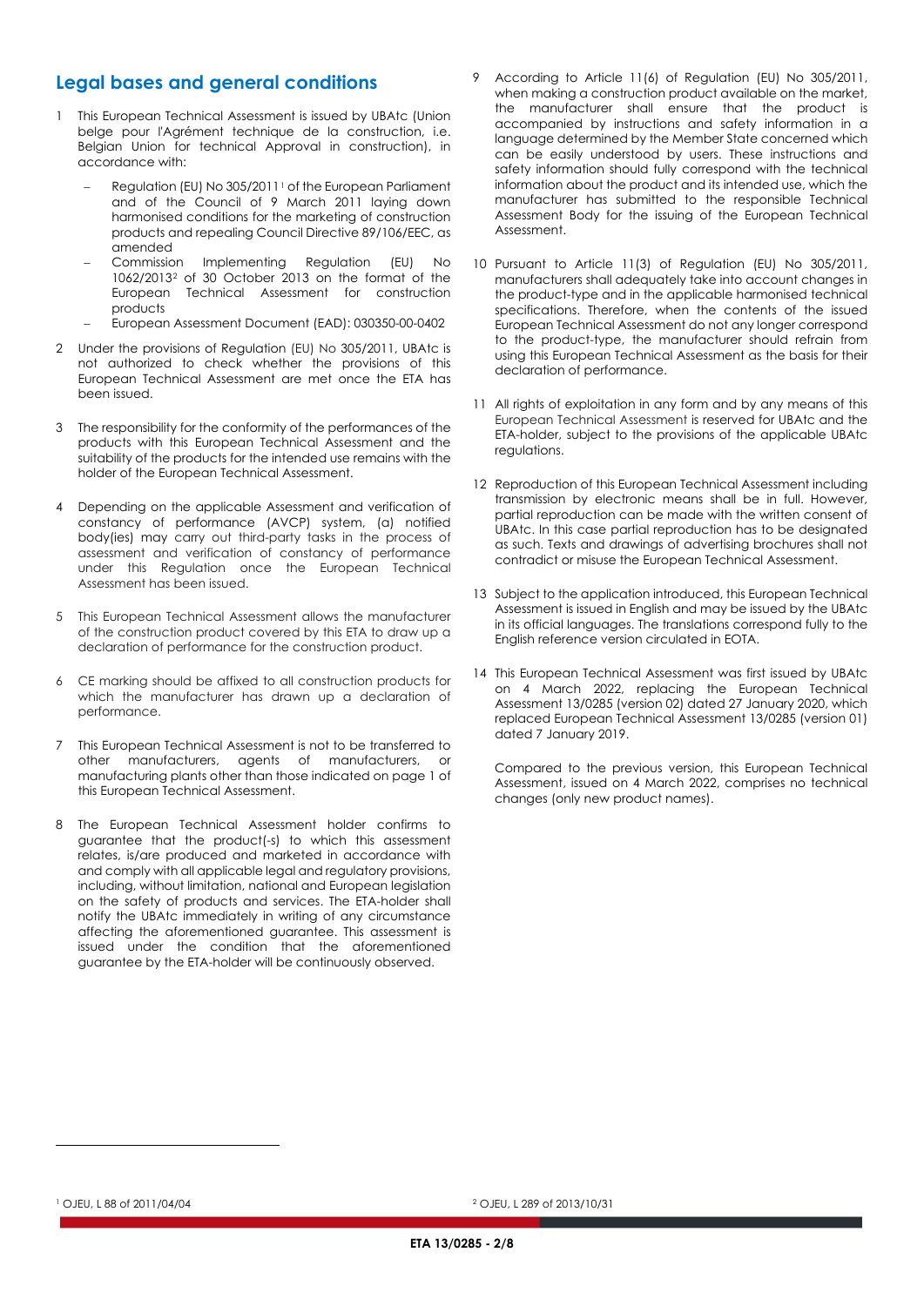## Legal bases and general conditions

1. This European Technical Assessment is issued by UBAtc (Union belge pour l'Agrément technique de la construction, i.e. Belgian Union for technical Approval in construction), in accordance with:
   - Regulation (EU) No 305/2011[1] of the European Parliament and of the Council of 9 March 2011 laying down harmonised conditions for the marketing of construction products and repealing Council Directive 89/106/EEC, as amended
   - Commission Implementing Regulation (EU) No 1062/2013[2] of 30 October 2013 on the format of the European Technical Assessment for construction products
   - European Assessment Document (EAD): 030350-00-0402

2. Under the provisions of Regulation (EU) No 305/2011, UBAtc is not authorized to check whether the provisions of this European Technical Assessment are met once the ETA has been issued.

3. The responsibility for the conformity of the performances of the products with this European Technical Assessment and the suitability of the products for the intended use remains with the holder of the European Technical Assessment.

4. Depending on the applicable Assessment and verification of constancy of performance (AVCP) system, (a) notified body(ies) may carry out third-party tasks in the process of assessment and verification of constancy of performance under this Regulation once the European Technical Assessment has been issued.

5. This European Technical Assessment allows the manufacturer of the construction product covered by this ETA to draw up a declaration of performance for the construction product.

6. CE marking should be affixed to all construction products for which the manufacturer has drawn up a declaration of performance.

7. This European Technical Assessment is not to be transferred to other manufacturers, agents of manufacturers, or manufacturing plants other than those indicated on page 1 of this European Technical Assessment.

8. The European Technical Assessment holder confirms to guarantee that the product(-s) to which this assessment relates, is/are produced and marketed in accordance with and comply with all applicable legal and regulatory provisions, including, without limitation, national and European legislation on the safety of products and services. The ETA-holder shall notify the UBAtc immediately in writing of any circumstance affecting the aforementioned guarantee. This assessment is issued under the condition that the aforementioned guarantee by the ETA-holder will be continuously observed.

9. According to Article 11(6) of Regulation (EU) No 305/2011, when making a construction product available on the market, the manufacturer shall ensure that the product is accompanied by instructions and safety information in a language determined by the Member State concerned which can be easily understood by users. These instructions and safety information should fully correspond with the technical information about the product and its intended use, which the manufacturer has submitted to the responsible Technical Assessment Body for the issuing of the European Technical Assessment.

10. Pursuant to Article 11(3) of Regulation (EU) No 305/2011, manufacturers shall adequately take into account changes in the product-type and in the applicable harmonised technical specifications. Therefore, when the contents of the issued European Technical Assessment do not any longer correspond to the product-type, the manufacturer should refrain from using this European Technical Assessment as the basis for their declaration of performance.

11. All rights of exploitation in any form and by any means of this European Technical Assessment is reserved for UBAtc and the ETA-holder, subject to the provisions of the applicable UBAtc regulations.

12. Reproduction of this European Technical Assessment including transmission by electronic means shall be in full. However, partial reproduction can be made with the written consent of UBAtc. In this case partial reproduction has to be designated as such. Texts and drawings of advertising brochures shall not contradict or misuse the European Technical Assessment.

13. Subject to the application introduced, this European Technical Assessment is issued in English and may be issued by the UBAtc in its official languages. The translations correspond fully to the English reference version circulated in EOTA.

14. This European Technical Assessment was first issued by UBAtc on 4 March 2022, replacing the European Technical Assessment 13/0285 (version 02) dated 27 January 2020, which replaced European Technical Assessment 13/0285 (version 01) dated 7 January 2019.

    Compared to the previous version, this European Technical Assessment, issued on 4 March 2022, comprises no technical changes (only new product names).

---

[1] OJEU, L 88 of 2011/04/04

[2] OJEU, L 289 of 2013/10/31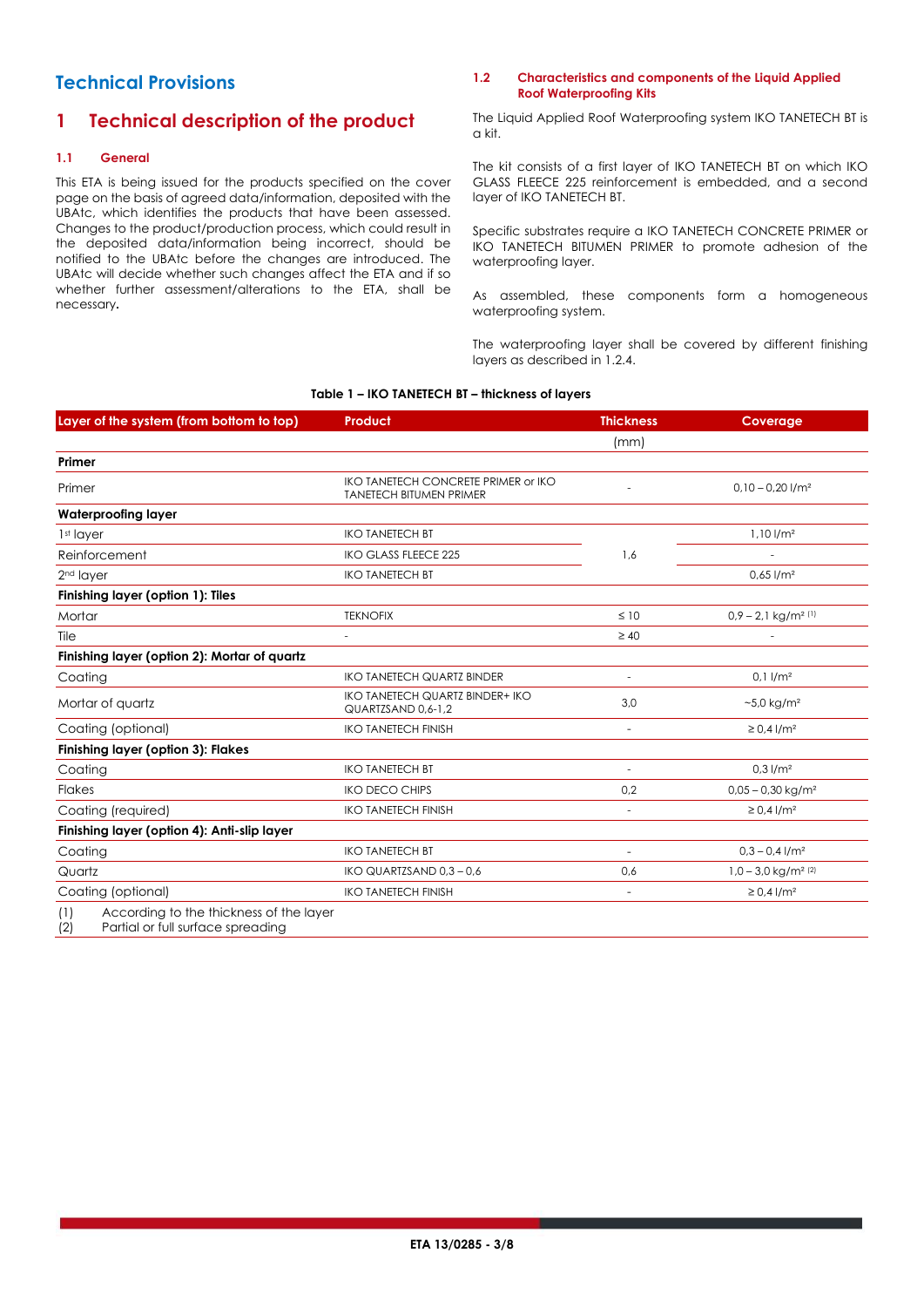# Technical Provisions

## 1 Technical description of the product

### 1.1 General

This ETA is being issued for the products specified on the cover page on the basis of agreed data/information, deposited with the UBAtc, which identifies the products that have been assessed. Changes to the product/production process, which could result in the deposited data/information being incorrect, should be notified to the UBAtc before the changes are introduced. The UBAtc will decide whether such changes affect the ETA and if so whether further assessment/alterations to the ETA, shall be necessary.

### 1.2 Characteristics and components of the Liquid Applied Roof Waterproofing Kits

The Liquid Applied Roof Waterproofing system IKO TANETECH BT is a kit.

The kit consists of a first layer of IKO TANETECH BT on which IKO GLASS FLEECE 225 reinforcement is embedded, and a second layer of IKO TANETECH BT.

Specific substrates require a IKO TANETECH CONCRETE PRIMER or IKO TANETECH BITUMEN PRIMER to promote adhesion of the waterproofing layer.

As assembled, these components form a homogeneous waterproofing system.

The waterproofing layer shall be covered by different finishing layers as described in 1.2.4.

**Table 1 – IKO TANETECH BT – thickness of layers**

| Layer of the system (from bottom to top) | Product | Thickness | Coverage |
|---|---|---|---|
| | | (mm) | |
| **Primer** | | | |
| Primer | IKO TANETECH CONCRETE PRIMER or IKO TANETECH BITUMEN PRIMER | - | 0,10 – 0,20 l/m² |
| **Waterproofing layer** | | | |
| 1st layer | IKO TANETECH BT | 1,6 | 1,10 l/m² |
| Reinforcement | IKO GLASS FLEECE 225 | | - |
| 2nd layer | IKO TANETECH BT | | 0,65 l/m² |
| **Finishing layer (option 1): Tiles** | | | |
| Mortar | TEKNOFIX | ≤ 10 | 0,9 – 2,1 kg/m² (1) |
| Tile | - | ≥ 40 | - |
| **Finishing layer (option 2): Mortar of quartz** | | | |
| Coating | IKO TANETECH QUARTZ BINDER | - | 0,1 l/m² |
| Mortar of quartz | IKO TANETECH QUARTZ BINDER+ IKO QUARTZSAND 0,6-1,2 | 3,0 | ~5,0 kg/m² |
| Coating (optional) | IKO TANETECH FINISH | - | ≥ 0,4 l/m² |
| **Finishing layer (option 3): Flakes** | | | |
| Coating | IKO TANETECH BT | - | 0,3 l/m² |
| Flakes | IKO DECO CHIPS | 0,2 | 0,05 – 0,30 kg/m² |
| Coating (required) | IKO TANETECH FINISH | - | ≥ 0,4 l/m² |
| **Finishing layer (option 4): Anti-slip layer** | | | |
| Coating | IKO TANETECH BT | - | 0,3 – 0,4 l/m² |
| Quartz | IKO QUARTZSAND 0,3 – 0,6 | 0,6 | 1,0 – 3,0 kg/m² (2) |
| Coating (optional) | IKO TANETECH FINISH | - | ≥ 0,4 l/m² |

(1) According to the thickness of the layer
(2) Partial or full surface spreading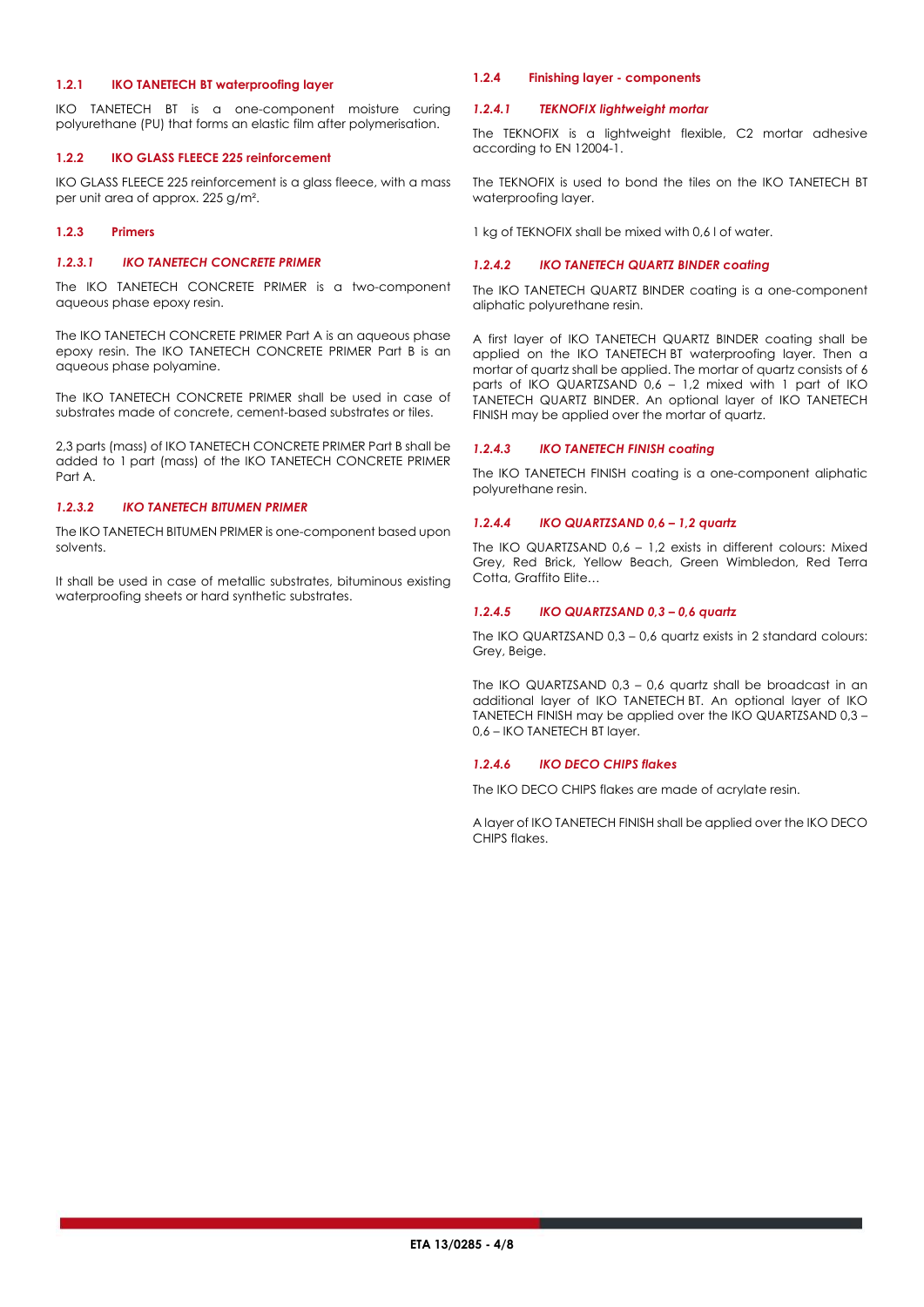#### 1.2.1 IKO TANETECH BT waterproofing layer

IKO TANETECH BT is a one-component moisture curing polyurethane (PU) that forms an elastic film after polymerisation.

#### 1.2.2 IKO GLASS FLEECE 225 reinforcement

IKO GLASS FLEECE 225 reinforcement is a glass fleece, with a mass per unit area of approx. 225 g/m².

#### 1.2.3 Primers

##### *1.2.3.1 IKO TANETECH CONCRETE PRIMER*

The IKO TANETECH CONCRETE PRIMER is a two-component aqueous phase epoxy resin.

The IKO TANETECH CONCRETE PRIMER Part A is an aqueous phase epoxy resin. The IKO TANETECH CONCRETE PRIMER Part B is an aqueous phase polyamine.

The IKO TANETECH CONCRETE PRIMER shall be used in case of substrates made of concrete, cement-based substrates or tiles.

2,3 parts (mass) of IKO TANETECH CONCRETE PRIMER Part B shall be added to 1 part (mass) of the IKO TANETECH CONCRETE PRIMER Part A.

##### *1.2.3.2 IKO TANETECH BITUMEN PRIMER*

The IKO TANETECH BITUMEN PRIMER is one-component based upon solvents.

It shall be used in case of metallic substrates, bituminous existing waterproofing sheets or hard synthetic substrates.

#### 1.2.4 Finishing layer - components

##### *1.2.4.1 TEKNOFIX lightweight mortar*

The TEKNOFIX is a lightweight flexible, C2 mortar adhesive according to EN 12004-1.

The TEKNOFIX is used to bond the tiles on the IKO TANETECH BT waterproofing layer.

1 kg of TEKNOFIX shall be mixed with 0,6 l of water.

##### *1.2.4.2 IKO TANETECH QUARTZ BINDER coating*

The IKO TANETECH QUARTZ BINDER coating is a one-component aliphatic polyurethane resin.

A first layer of IKO TANETECH QUARTZ BINDER coating shall be applied on the IKO TANETECH BT waterproofing layer. Then a mortar of quartz shall be applied. The mortar of quartz consists of 6 parts of IKO QUARTZSAND 0,6 – 1,2 mixed with 1 part of IKO TANETECH QUARTZ BINDER. An optional layer of IKO TANETECH FINISH may be applied over the mortar of quartz.

##### *1.2.4.3 IKO TANETECH FINISH coating*

The IKO TANETECH FINISH coating is a one-component aliphatic polyurethane resin.

##### *1.2.4.4 IKO QUARTZSAND 0,6 – 1,2 quartz*

The IKO QUARTZSAND 0,6 – 1,2 exists in different colours: Mixed Grey, Red Brick, Yellow Beach, Green Wimbledon, Red Terra Cotta, Graffito Elite…

##### *1.2.4.5 IKO QUARTZSAND 0,3 – 0,6 quartz*

The IKO QUARTZSAND 0,3 – 0,6 quartz exists in 2 standard colours: Grey, Beige.

The IKO QUARTZSAND 0,3 – 0,6 quartz shall be broadcast in an additional layer of IKO TANETECH BT. An optional layer of IKO TANETECH FINISH may be applied over the IKO QUARTZSAND 0,3 – 0,6 – IKO TANETECH BT layer.

##### *1.2.4.6 IKO DECO CHIPS flakes*

The IKO DECO CHIPS flakes are made of acrylate resin.

A layer of IKO TANETECH FINISH shall be applied over the IKO DECO CHIPS flakes.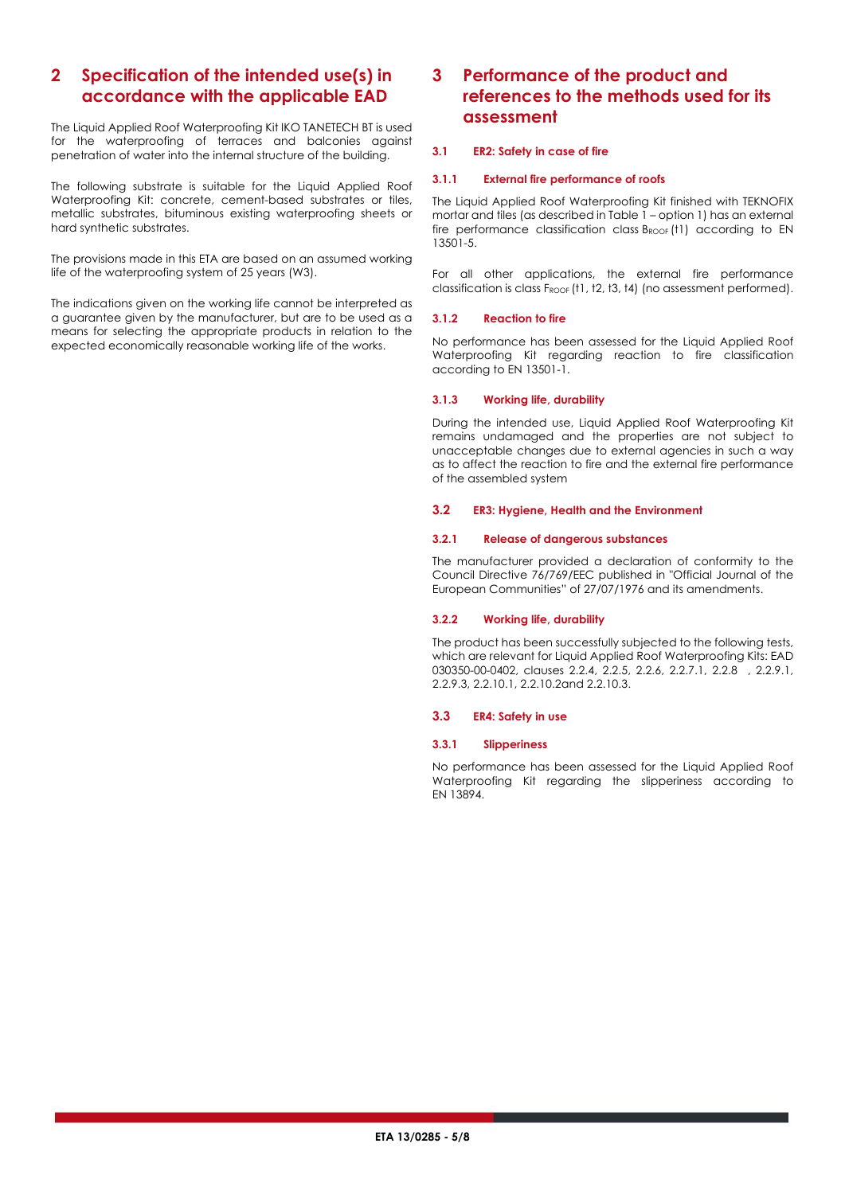## 2 Specification of the intended use(s) in accordance with the applicable EAD

The Liquid Applied Roof Waterproofing Kit IKO TANETECH BT is used for the waterproofing of terraces and balconies against penetration of water into the internal structure of the building.

The following substrate is suitable for the Liquid Applied Roof Waterproofing Kit: concrete, cement-based substrates or tiles, metallic substrates, bituminous existing waterproofing sheets or hard synthetic substrates.

The provisions made in this ETA are based on an assumed working life of the waterproofing system of 25 years (W3).

The indications given on the working life cannot be interpreted as a guarantee given by the manufacturer, but are to be used as a means for selecting the appropriate products in relation to the expected economically reasonable working life of the works.

## 3 Performance of the product and references to the methods used for its assessment

### 3.1 ER2: Safety in case of fire

#### 3.1.1 External fire performance of roofs

The Liquid Applied Roof Waterproofing Kit finished with TEKNOFIX mortar and tiles (as described in Table 1 – option 1) has an external fire performance classification class $B_{ROOF}$ (t1) according to EN 13501-5.

For all other applications, the external fire performance classification is class $F_{ROOF}$ (t1, t2, t3, t4) (no assessment performed).

#### 3.1.2 Reaction to fire

No performance has been assessed for the Liquid Applied Roof Waterproofing Kit regarding reaction to fire classification according to EN 13501-1.

#### 3.1.3 Working life, durability

During the intended use, Liquid Applied Roof Waterproofing Kit remains undamaged and the properties are not subject to unacceptable changes due to external agencies in such a way as to affect the reaction to fire and the external fire performance of the assembled system

### 3.2 ER3: Hygiene, Health and the Environment

#### 3.2.1 Release of dangerous substances

The manufacturer provided a declaration of conformity to the Council Directive 76/769/EEC published in "Official Journal of the European Communities" of 27/07/1976 and its amendments.

#### 3.2.2 Working life, durability

The product has been successfully subjected to the following tests, which are relevant for Liquid Applied Roof Waterproofing Kits: EAD 030350-00-0402, clauses 2.2.4, 2.2.5, 2.2.6, 2.2.7.1, 2.2.8 , 2.2.9.1, 2.2.9.3, 2.2.10.1, 2.2.10.2and 2.2.10.3.

### 3.3 ER4: Safety in use

#### 3.3.1 Slipperiness

No performance has been assessed for the Liquid Applied Roof Waterproofing Kit regarding the slipperiness according to EN 13894.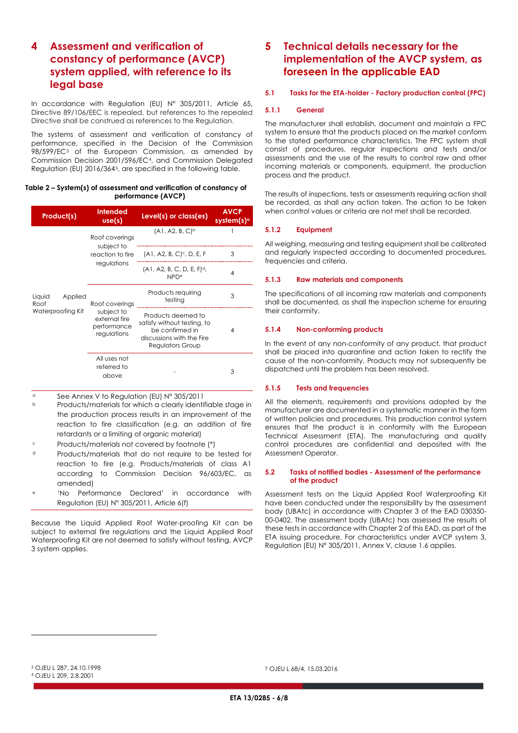# 4 Assessment and verification of constancy of performance (AVCP) system applied, with reference to its legal base

In accordance with Regulation (EU) N° 305/2011, Article 65, Directive 89/106/EEC is repealed, but references to the repealed Directive shall be construed as references to the Regulation.

The systems of assessment and verification of constancy of performance, specified in the Decision of the Commission 98/599/EC[3] of the European Commission, as amended by Commission Decision 2001/596/EC[4], and Commission Delegated Regulation (EU) 2016/364[5], are specified in the following table.

**Table 2 – System(s) of assessment and verification of constancy of performance (AVCP)**

| Product(s) | Intended use(s) | Level(s) or class(es) | AVCP system(s)[a] |
|---|---|---|---|
| Liquid Applied Roof Waterproofing Kit | Roof coverings subject to reaction to fire regulations | (A1, A2, B, C)[b] | 1 |
| | | (A1, A2, B, C)[c], D, E, F | 3 |
| | | (A1, A2, B, C, D, E, F)[d], NPD[e] | 4 |
| | Roof coverings subject to external fire performance regulations | Products requiring testing | 3 |
| | | Products deemed to satisfy without testing, to be confirmed in discussions with the Fire Regulators Group | 4 |
| | All uses not referred to above | - | 3 |

[a] See Annex V to Regulation (EU) N° 305/2011

[b] Products/materials for which a clearly identifiable stage in the production process results in an improvement of the reaction to fire classification (e.g. an addition of fire retardants or a limiting of organic material)

[c] Products/materials not covered by footnote (*)

[d] Products/materials that do not require to be tested for reaction to fire (e.g. Products/materials of class A1 according to Commission Decision 96/603/EC, as amended)

[e] 'No Performance Declared' in accordance with Regulation (EU) N° 305/2011, Article 6(f)

Because the Liquid Applied Roof Water-proofing Kit can be subject to external fire regulations and the Liquid Applied Roof Waterproofing Kit are not deemed to satisfy without testing, AVCP 3 system applies.

# 5 Technical details necessary for the implementation of the AVCP system, as foreseen in the applicable EAD

## 5.1 Tasks for the ETA-holder - Factory production control (FPC)

### 5.1.1 General

The manufacturer shall establish, document and maintain a FPC system to ensure that the products placed on the market conform to the stated performance characteristics. The FPC system shall consist of procedures, regular inspections and tests and/or assessments and the use of the results to control raw and other incoming materials or components, equipment, the production process and the product.

The results of inspections, tests or assessments requiring action shall be recorded, as shall any action taken. The action to be taken when control values or criteria are not met shall be recorded.

### 5.1.2 Equipment

All weighing, measuring and testing equipment shall be calibrated and regularly inspected according to documented procedures, frequencies and criteria.

### 5.1.3 Raw materials and components

The specifications of all incoming raw materials and components shall be documented, as shall the inspection scheme for ensuring their conformity.

### 5.1.4 Non-conforming products

In the event of any non-conformity of any product, that product shall be placed into quarantine and action taken to rectify the cause of the non-conformity. Products may not subsequently be dispatched until the problem has been resolved.

### 5.1.5 Tests and frequencies

All the elements, requirements and provisions adopted by the manufacturer are documented in a systematic manner in the form of written policies and procedures. This production control system ensures that the product is in conformity with the European Technical Assessment (ETA). The manufacturing and quality control procedures are confidential and deposited with the Assessment Operator.

## 5.2 Tasks of notified bodies - Assessment of the performance of the product

Assessment tests on the Liquid Applied Roof Waterproofing Kit have been conducted under the responsibility by the assessment body (UBAtc) in accordance with Chapter 3 of the EAD 030350-00-0402. The assessment body (UBAtc) has assessed the results of these tests in accordance with Chapter 2 of this EAD, as part of the ETA issuing procedure. For characteristics under AVCP system 3, Regulation (EU) N° 305/2011, Annex V, clause 1.6 applies.

[3] OJEU L 287, 24.10.1998

[4] OJEU L 209, 2.8.2001

[5] OJEU L 68/4, 15.03.2016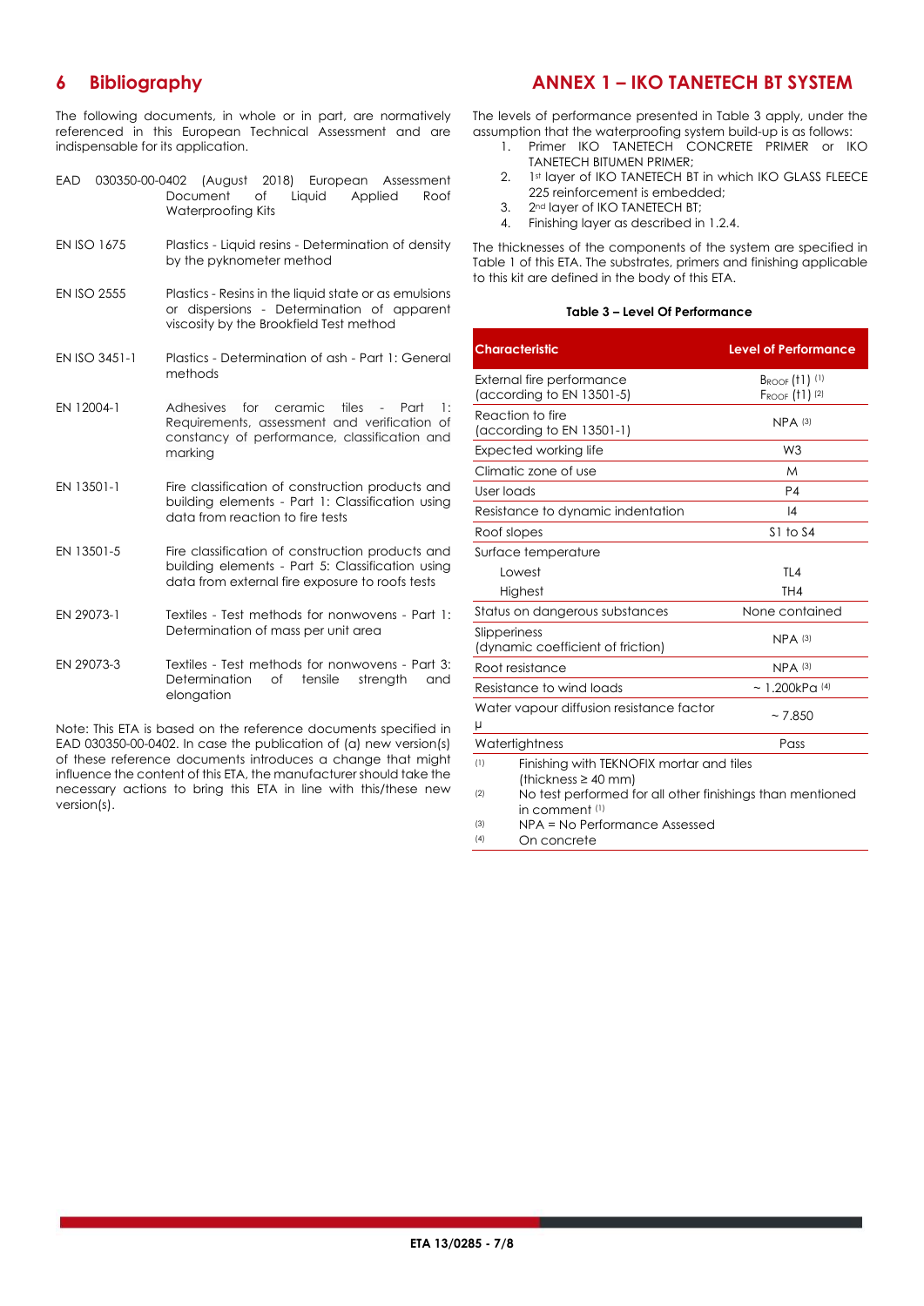## 6 Bibliography

The following documents, in whole or in part, are normatively referenced in this European Technical Assessment and are indispensable for its application.

| | |
|---|---|
| EAD 030350-00-0402 (August 2018) | European Assessment Document of Liquid Applied Roof Waterproofing Kits |
| EN ISO 1675 | Plastics - Liquid resins - Determination of density by the pyknometer method |
| EN ISO 2555 | Plastics - Resins in the liquid state or as emulsions or dispersions - Determination of apparent viscosity by the Brookfield Test method |
| EN ISO 3451-1 | Plastics - Determination of ash - Part 1: General methods |
| EN 12004-1 | Adhesives for ceramic tiles - Part 1: Requirements, assessment and verification of constancy of performance, classification and marking |
| EN 13501-1 | Fire classification of construction products and building elements - Part 1: Classification using data from reaction to fire tests |
| EN 13501-5 | Fire classification of construction products and building elements - Part 5: Classification using data from external fire exposure to roofs tests |
| EN 29073-1 | Textiles - Test methods for nonwovens - Part 1: Determination of mass per unit area |
| EN 29073-3 | Textiles - Test methods for nonwovens - Part 3: Determination of tensile strength and elongation |

Note: This ETA is based on the reference documents specified in EAD 030350-00-0402. In case the publication of (a) new version(s) of these reference documents introduces a change that might influence the content of this ETA, the manufacturer should take the necessary actions to bring this ETA in line with this/these new version(s).

## ANNEX 1 – IKO TANETECH BT SYSTEM

The levels of performance presented in Table 3 apply, under the assumption that the waterproofing system build-up is as follows:

1. Primer IKO TANETECH CONCRETE PRIMER or IKO TANETECH BITUMEN PRIMER;
2. 1st layer of IKO TANETECH BT in which IKO GLASS FLEECE 225 reinforcement is embedded;
3. 2nd layer of IKO TANETECH BT;
4. Finishing layer as described in 1.2.4.

The thicknesses of the components of the system are specified in Table 1 of this ETA. The substrates, primers and finishing applicable to this kit are defined in the body of this ETA.

**Table 3 – Level Of Performance**

| Characteristic | Level of Performance |
|---|---|
| External fire performance (according to EN 13501-5) | $B_{ROOF}$ (t1) [1]<br>$F_{ROOF}$ (t1) [2] |
| Reaction to fire (according to EN 13501-1) | NPA [3] |
| Expected working life | W3 |
| Climatic zone of use | M |
| User loads | P4 |
| Resistance to dynamic indentation | I4 |
| Roof slopes | S1 to S4 |
| Surface temperature | |
| Lowest | TL4 |
| Highest | TH4 |
| Status on dangerous substances | None contained |
| Slipperiness (dynamic coefficient of friction) | NPA [3] |
| Root resistance | NPA [3] |
| Resistance to wind loads | ~ 1.200kPa [4] |
| Water vapour diffusion resistance factor μ | ~ 7.850 |
| Watertightness | Pass |

(1) Finishing with TEKNOFIX mortar and tiles (thickness ≥ 40 mm)
(2) No test performed for all other finishings than mentioned in comment [1]
(3) NPA = No Performance Assessed
(4) On concrete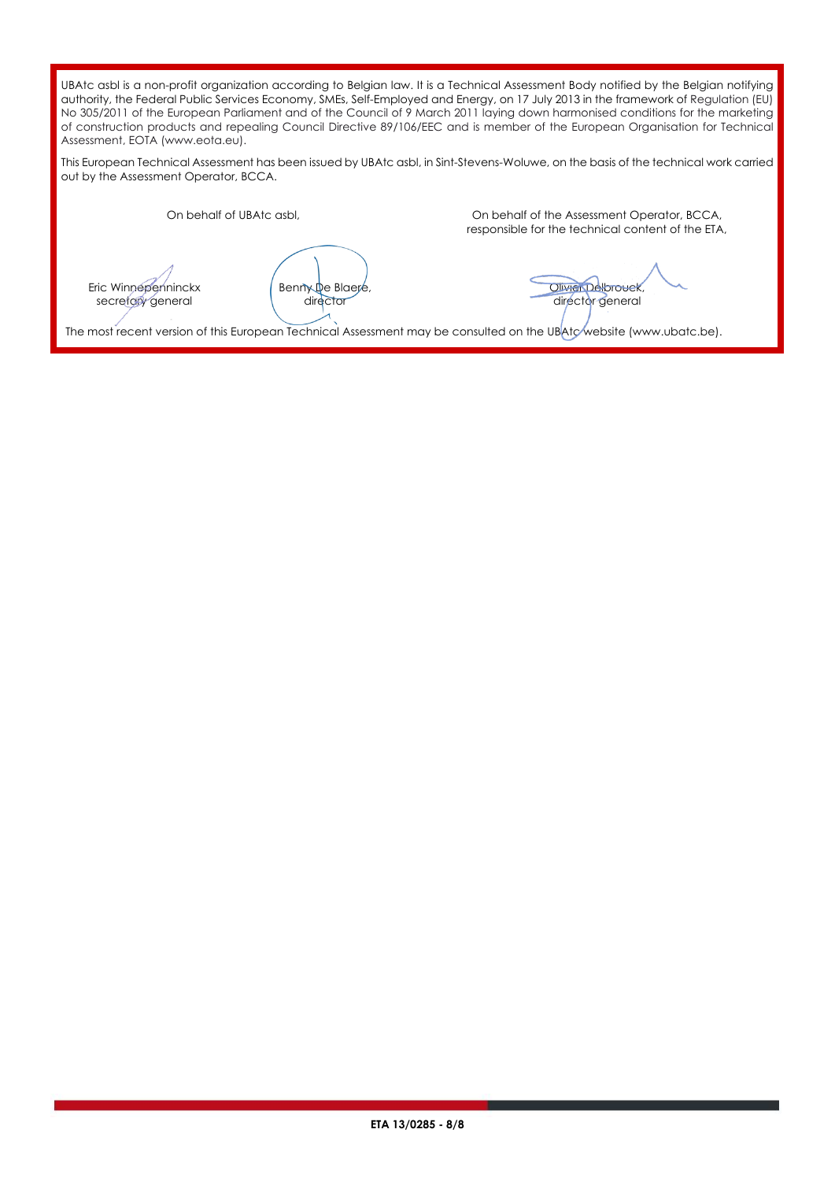UBAtc asbl is a non-profit organization according to Belgian law. It is a Technical Assessment Body notified by the Belgian notifying authority, the Federal Public Services Economy, SMEs, Self-Employed and Energy, on 17 July 2013 in the framework of Regulation (EU) No 305/2011 of the European Parliament and of the Council of 9 March 2011 laying down harmonised conditions for the marketing of construction products and repealing Council Directive 89/106/EEC and is member of the European Organisation for Technical Assessment, EOTA (www.eota.eu).

This European Technical Assessment has been issued by UBAtc asbl, in Sint-Stevens-Woluwe, on the basis of the technical work carried out by the Assessment Operator, BCCA.

On behalf of UBAtc asbl,

Eric Winnepenninckx
secretary general

Benny De Blaere,
director

On behalf of the Assessment Operator, BCCA,
responsible for the technical content of the ETA,

Olivier Delbrouck,
director general

The most recent version of this European Technical Assessment may be consulted on the UBAtc website (www.ubatc.be).